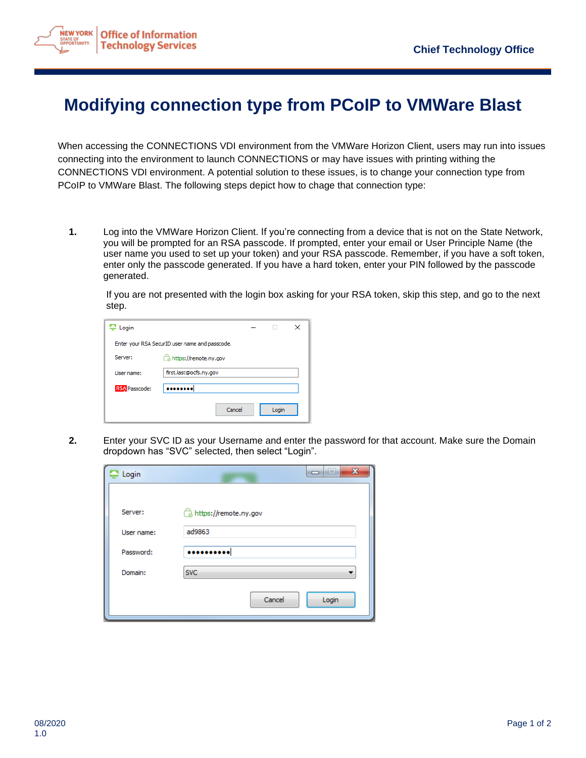# Modifying connection type from PCoIP to VMWare Blast

When accessing the CONNECTIONS VDI environment from the VMWare Horizon Client, users may run into issues connecting into the environment to launch CONNECTIONS or may have issues with printing withing the CONNECTIONS VDI environment. A potential solution to these issues, is to change your connection type from PCoIP to VMWare Blast. The following steps depict how to chage that connection type:

1. Log into the VMWare Horizon Client. If you're connecting from a device that is not on the State Network, you will be prompted for an RSA passcode. If prompted, enter your email or User Principle Name (the user name you used to set up your token) and your RSA passcode. Remember, if you have a soft token, enter only the passcode generated. If you have a hard token, enter your PIN followed by the passcode generated.

   If you are not presented with the login box asking for your RSA token, skip this step, and go to the next step.

2. Enter your SVC ID as your Username and enter the password for that account. Make sure the Domain dropdown has "SVC" selected, then select "Login".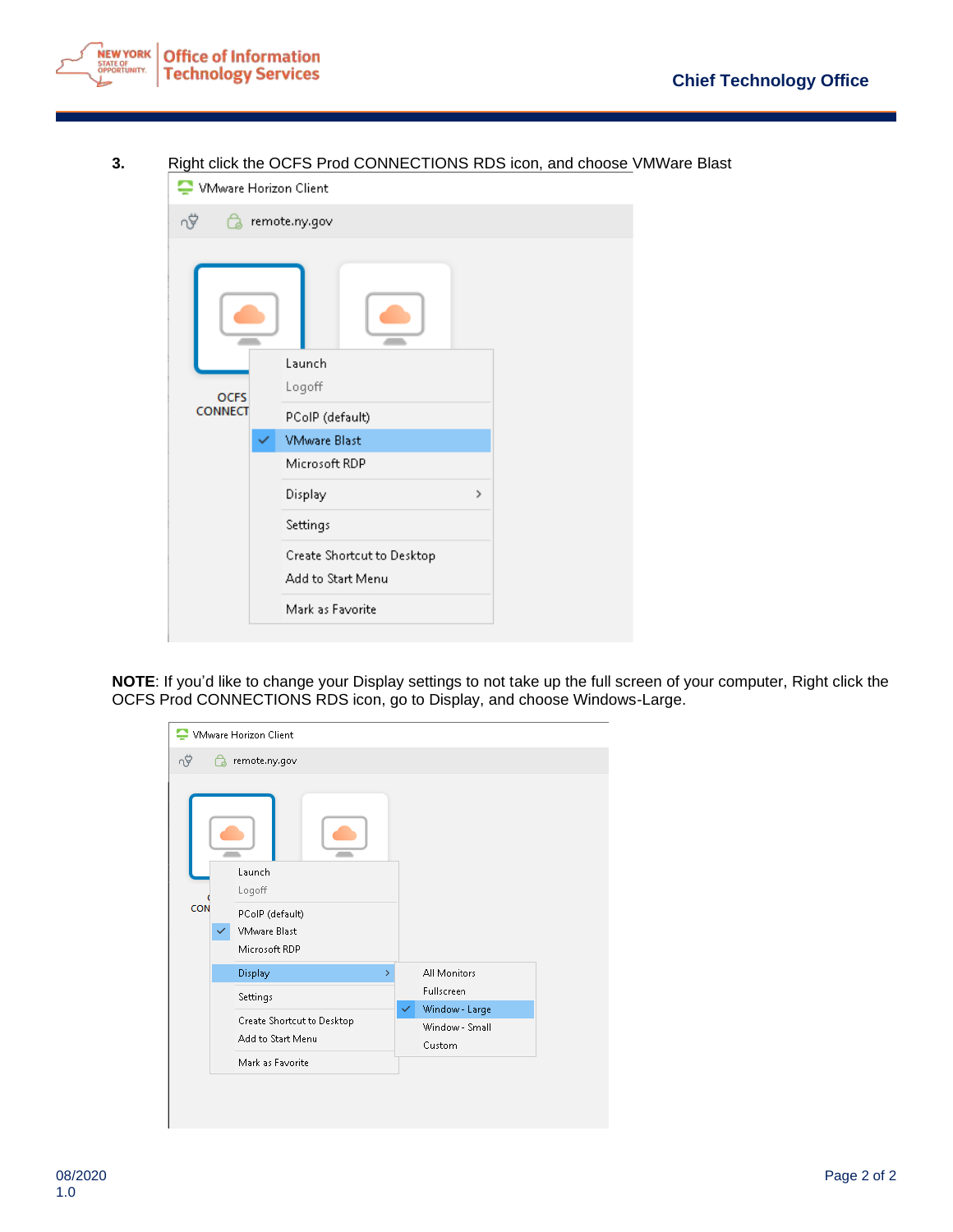3. Right click the OCFS Prod CONNECTIONS RDS icon, and choose VMWare Blast

**NOTE**: If you'd like to change your Display settings to not take up the full screen of your computer, Right click the OCFS Prod CONNECTIONS RDS icon, go to Display, and choose Windows-Large.

08/2020
1.0